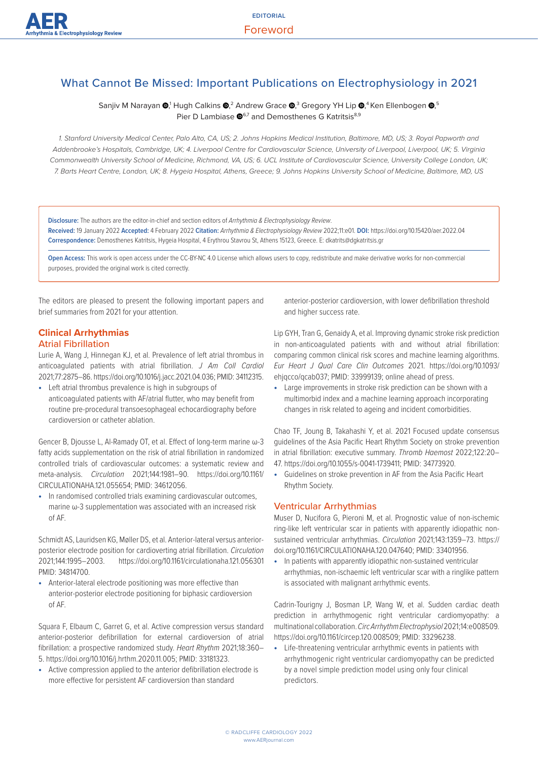EDITORIAL

Foreword

# What Cannot Be Missed: Important Publications on Electrophysiology in 2021

Sanjiv M Narayan,[1] Hugh Calkins,[2] Andrew Grace,[3] Gregory YH Lip,[4] Ken Ellenbogen,[5] Pier D Lambiase[6,7] and Demosthenes G Katritsis[8,9]

*1. Stanford University Medical Center, Palo Alto, CA, US; 2. Johns Hopkins Medical Institution, Baltimore, MD, US; 3. Royal Papworth and Addenbrooke's Hospitals, Cambridge, UK; 4. Liverpool Centre for Cardiovascular Science, University of Liverpool, Liverpool, UK; 5. Virginia Commonwealth University School of Medicine, Richmond, VA, US; 6. UCL Institute of Cardiovascular Science, University College London, UK; 7. Barts Heart Centre, London, UK; 8. Hygeia Hospital, Athens, Greece; 9. Johns Hopkins University School of Medicine, Baltimore, MD, US*

**Disclosure:** The authors are the editor-in-chief and section editors of *Arrhythmia & Electrophysiology Review*.
**Received:** 19 January 2022 **Accepted:** 4 February 2022 **Citation:** *Arrhythmia & Electrophysiology Review* 2022;11:e01. **DOI:** https://doi.org/10.15420/aer.2022.04
**Correspondence:** Demosthenes Katritsis, Hygeia Hospital, 4 Erythrou Stavrou St, Athens 15123, Greece. E: dkatrits@dgkatritsis.gr

**Open Access:** This work is open access under the CC-BY-NC 4.0 License which allows users to copy, redistribute and make derivative works for non-commercial purposes, provided the original work is cited correctly.

The editors are pleased to present the following important papers and brief summaries from 2021 for your attention.

## Clinical Arrhythmias

### Atrial Fibrillation

Lurie A, Wang J, Hinnegan KJ, et al. Prevalence of left atrial thrombus in anticoagulated patients with atrial fibrillation. *J Am Coll Cardiol* 2021;77:2875–86. https://doi.org/10.1016/j.jacc.2021.04.036; PMID: 34112315.

- Left atrial thrombus prevalence is high in subgroups of anticoagulated patients with AF/atrial flutter, who may benefit from routine pre-procedural transoesophageal echocardiography before cardioversion or catheter ablation.

Gencer B, Djousse L, Al-Ramady OT, et al. Effect of long-term marine ω-3 fatty acids supplementation on the risk of atrial fibrillation in randomized controlled trials of cardiovascular outcomes: a systematic review and meta-analysis. *Circulation* 2021;144:1981–90. https://doi.org/10.1161/CIRCULATIONAHA.121.055654; PMID: 34612056.

- In randomised controlled trials examining cardiovascular outcomes, marine ω-3 supplementation was associated with an increased risk of AF.

Schmidt AS, Lauridsen KG, Møller DS, et al. Anterior-lateral versus anterior-posterior electrode position for cardioverting atrial fibrillation. *Circulation* 2021;144:1995–2003. https://doi.org/10.1161/circulationaha.121.056301 PMID: 34814700.

- Anterior-lateral electrode positioning was more effective than anterior-posterior electrode positioning for biphasic cardioversion of AF.

Squara F, Elbaum C, Garret G, et al. Active compression versus standard anterior-posterior defibrillation for external cardioversion of atrial fibrillation: a prospective randomized study. *Heart Rhythm* 2021;18:360–5. https://doi.org/10.1016/j.hrthm.2020.11.005; PMID: 33181323.

- Active compression applied to the anterior defibrillation electrode is more effective for persistent AF cardioversion than standard anterior-posterior cardioversion, with lower defibrillation threshold and higher success rate.

Lip GYH, Tran G, Genaidy A, et al. Improving dynamic stroke risk prediction in non-anticoagulated patients with and without atrial fibrillation: comparing common clinical risk scores and machine learning algorithms. *Eur Heart J Qual Care Clin Outcomes* 2021. https://doi.org/10.1093/ehjqcco/qcab037; PMID: 33999139; online ahead of press.

- Large improvements in stroke risk prediction can be shown with a multimorbid index and a machine learning approach incorporating changes in risk related to ageing and incident comorbidities.

Chao TF, Joung B, Takahashi Y, et al. 2021 Focused update consensus guidelines of the Asia Pacific Heart Rhythm Society on stroke prevention in atrial fibrillation: executive summary. *Thromb Haemost* 2022;122:20–47. https://doi.org/10.1055/s-0041-1739411; PMID: 34773920.

- Guidelines on stroke prevention in AF from the Asia Pacific Heart Rhythm Society.

### Ventricular Arrhythmias

Muser D, Nucifora G, Pieroni M, et al. Prognostic value of non-ischemic ring-like left ventricular scar in patients with apparently idiopathic non-sustained ventricular arrhythmias. *Circulation* 2021;143:1359–73. https://doi.org/10.1161/CIRCULATIONAHA.120.047640; PMID: 33401956.

- In patients with apparently idiopathic non-sustained ventricular arrhythmias, non-ischaemic left ventricular scar with a ringlike pattern is associated with malignant arrhythmic events.

Cadrin-Tourigny J, Bosman LP, Wang W, et al. Sudden cardiac death prediction in arrhythmogenic right ventricular cardiomyopathy: a multinational collaboration. *Circ Arrhythm Electrophysiol* 2021;14:e008509. https://doi.org/10.1161/circep.120.008509; PMID: 33296238.

- Life-threatening ventricular arrhythmic events in patients with arrhythmogenic right ventricular cardiomyopathy can be predicted by a novel simple prediction model using only four clinical predictors.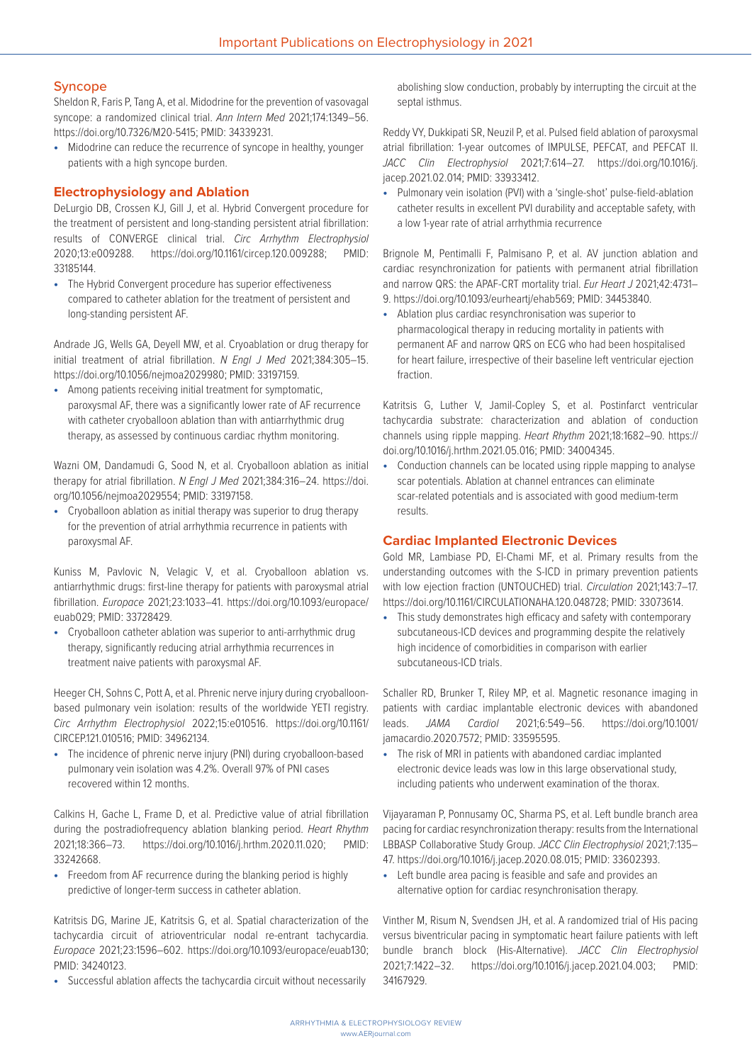## Syncope

Sheldon R, Faris P, Tang A, et al. Midodrine for the prevention of vasovagal syncope: a randomized clinical trial. *Ann Intern Med* 2021;174:1349–56. https://doi.org/10.7326/M20-5415; PMID: 34339231.

- Midodrine can reduce the recurrence of syncope in healthy, younger patients with a high syncope burden.

## Electrophysiology and Ablation

DeLurgio DB, Crossen KJ, Gill J, et al. Hybrid Convergent procedure for the treatment of persistent and long-standing persistent atrial fibrillation: results of CONVERGE clinical trial. *Circ Arrhythm Electrophysiol* 2020;13:e009288. https://doi.org/10.1161/circep.120.009288; PMID: 33185144.

- The Hybrid Convergent procedure has superior effectiveness compared to catheter ablation for the treatment of persistent and long-standing persistent AF.

Andrade JG, Wells GA, Deyell MW, et al. Cryoablation or drug therapy for initial treatment of atrial fibrillation. *N Engl J Med* 2021;384:305–15. https://doi.org/10.1056/nejmoa2029980; PMID: 33197159.

- Among patients receiving initial treatment for symptomatic, paroxysmal AF, there was a significantly lower rate of AF recurrence with catheter cryoballoon ablation than with antiarrhythmic drug therapy, as assessed by continuous cardiac rhythm monitoring.

Wazni OM, Dandamudi G, Sood N, et al. Cryoballoon ablation as initial therapy for atrial fibrillation. *N Engl J Med* 2021;384:316–24. https://doi.org/10.1056/nejmoa2029554; PMID: 33197158.

- Cryoballoon ablation as initial therapy was superior to drug therapy for the prevention of atrial arrhythmia recurrence in patients with paroxysmal AF.

Kuniss M, Pavlovic N, Velagic V, et al. Cryoballoon ablation vs. antiarrhythmic drugs: first-line therapy for patients with paroxysmal atrial fibrillation. *Europace* 2021;23:1033–41. https://doi.org/10.1093/europace/euab029; PMID: 33728429.

- Cryoballoon catheter ablation was superior to anti-arrhythmic drug therapy, significantly reducing atrial arrhythmia recurrences in treatment naive patients with paroxysmal AF.

Heeger CH, Sohns C, Pott A, et al. Phrenic nerve injury during cryoballoon-based pulmonary vein isolation: results of the worldwide YETI registry. *Circ Arrhythm Electrophysiol* 2022;15:e010516. https://doi.org/10.1161/CIRCEP.121.010516; PMID: 34962134.

- The incidence of phrenic nerve injury (PNI) during cryoballoon-based pulmonary vein isolation was 4.2%. Overall 97% of PNI cases recovered within 12 months.

Calkins H, Gache L, Frame D, et al. Predictive value of atrial fibrillation during the postradiofrequency ablation blanking period. *Heart Rhythm* 2021;18:366–73. https://doi.org/10.1016/j.hrthm.2020.11.020; PMID: 33242668.

- Freedom from AF recurrence during the blanking period is highly predictive of longer-term success in catheter ablation.

Katritsis DG, Marine JE, Katritsis G, et al. Spatial characterization of the tachycardia circuit of atrioventricular nodal re-entrant tachycardia. *Europace* 2021;23:1596–602. https://doi.org/10.1093/europace/euab130; PMID: 34240123.

- Successful ablation affects the tachycardia circuit without necessarily abolishing slow conduction, probably by interrupting the circuit at the septal isthmus.

Reddy VY, Dukkipati SR, Neuzil P, et al. Pulsed field ablation of paroxysmal atrial fibrillation: 1-year outcomes of IMPULSE, PEFCAT, and PEFCAT II. *JACC Clin Electrophysiol* 2021;7:614–27. https://doi.org/10.1016/j.jacep.2021.02.014; PMID: 33933412.

- Pulmonary vein isolation (PVI) with a 'single-shot' pulse-field-ablation catheter results in excellent PVI durability and acceptable safety, with a low 1-year rate of atrial arrhythmia recurrence

Brignole M, Pentimalli F, Palmisano P, et al. AV junction ablation and cardiac resynchronization for patients with permanent atrial fibrillation and narrow QRS: the APAF-CRT mortality trial. *Eur Heart J* 2021;42:4731–9. https://doi.org/10.1093/eurheartj/ehab569; PMID: 34453840.

- Ablation plus cardiac resynchronisation was superior to pharmacological therapy in reducing mortality in patients with permanent AF and narrow QRS on ECG who had been hospitalised for heart failure, irrespective of their baseline left ventricular ejection fraction.

Katritsis G, Luther V, Jamil-Copley S, et al. Postinfarct ventricular tachycardia substrate: characterization and ablation of conduction channels using ripple mapping. *Heart Rhythm* 2021;18:1682–90. https://doi.org/10.1016/j.hrthm.2021.05.016; PMID: 34004345.

- Conduction channels can be located using ripple mapping to analyse scar potentials. Ablation at channel entrances can eliminate scar-related potentials and is associated with good medium-term results.

## Cardiac Implanted Electronic Devices

Gold MR, Lambiase PD, El-Chami MF, et al. Primary results from the understanding outcomes with the S-ICD in primary prevention patients with low ejection fraction (UNTOUCHED) trial. *Circulation* 2021;143:7–17. https://doi.org/10.1161/CIRCULATIONAHA.120.048728; PMID: 33073614.

- This study demonstrates high efficacy and safety with contemporary subcutaneous-ICD devices and programming despite the relatively high incidence of comorbidities in comparison with earlier subcutaneous-ICD trials.

Schaller RD, Brunker T, Riley MP, et al. Magnetic resonance imaging in patients with cardiac implantable electronic devices with abandoned leads. *JAMA Cardiol* 2021;6:549–56. https://doi.org/10.1001/jamacardio.2020.7572; PMID: 33595595.

- The risk of MRI in patients with abandoned cardiac implanted electronic device leads was low in this large observational study, including patients who underwent examination of the thorax.

Vijayaraman P, Ponnusamy OC, Sharma PS, et al. Left bundle branch area pacing for cardiac resynchronization therapy: results from the International LBBASP Collaborative Study Group. *JACC Clin Electrophysiol* 2021;7:135–47. https://doi.org/10.1016/j.jacep.2020.08.015; PMID: 33602393.

- Left bundle area pacing is feasible and safe and provides an alternative option for cardiac resynchronisation therapy.

Vinther M, Risum N, Svendsen JH, et al. A randomized trial of His pacing versus biventricular pacing in symptomatic heart failure patients with left bundle branch block (His-Alternative). *JACC Clin Electrophysiol* 2021;7:1422–32. https://doi.org/10.1016/j.jacep.2021.04.003; PMID: 34167929.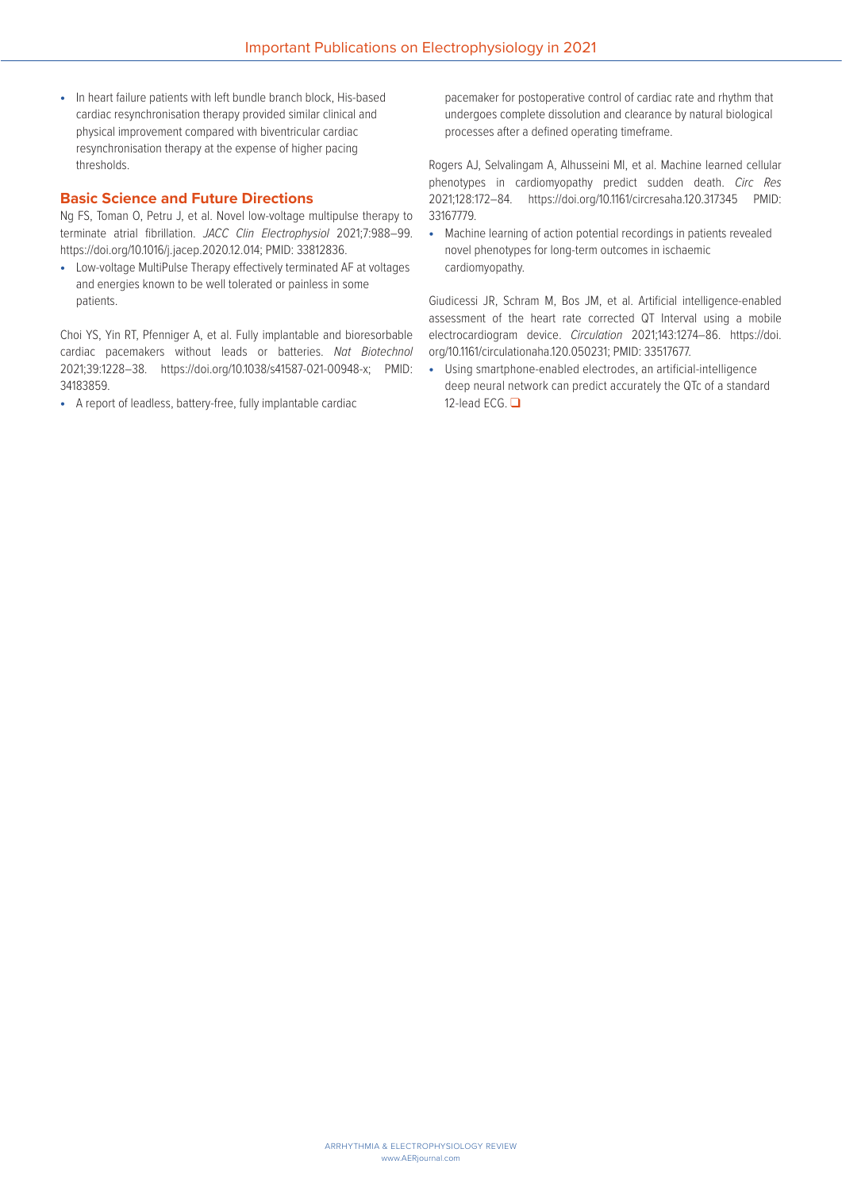- In heart failure patients with left bundle branch block, His-based cardiac resynchronisation therapy provided similar clinical and physical improvement compared with biventricular cardiac resynchronisation therapy at the expense of higher pacing thresholds.

## Basic Science and Future Directions

Ng FS, Toman O, Petru J, et al. Novel low-voltage multipulse therapy to terminate atrial fibrillation. *JACC Clin Electrophysiol* 2021;7:988–99. https://doi.org/10.1016/j.jacep.2020.12.014; PMID: 33812836.

- Low-voltage MultiPulse Therapy effectively terminated AF at voltages and energies known to be well tolerated or painless in some patients.

Choi YS, Yin RT, Pfenniger A, et al. Fully implantable and bioresorbable cardiac pacemakers without leads or batteries. *Nat Biotechnol* 2021;39:1228–38. https://doi.org/10.1038/s41587-021-00948-x; PMID: 34183859.

- A report of leadless, battery-free, fully implantable cardiac pacemaker for postoperative control of cardiac rate and rhythm that undergoes complete dissolution and clearance by natural biological processes after a defined operating timeframe.

Rogers AJ, Selvalingam A, Alhusseini MI, et al. Machine learned cellular phenotypes in cardiomyopathy predict sudden death. *Circ Res* 2021;128:172–84. https://doi.org/10.1161/circresaha.120.317345 PMID: 33167779.

- Machine learning of action potential recordings in patients revealed novel phenotypes for long-term outcomes in ischaemic cardiomyopathy.

Giudicessi JR, Schram M, Bos JM, et al. Artificial intelligence-enabled assessment of the heart rate corrected QT Interval using a mobile electrocardiogram device. *Circulation* 2021;143:1274–86. https://doi.org/10.1161/circulationaha.120.050231; PMID: 33517677.

- Using smartphone-enabled electrodes, an artificial-intelligence deep neural network can predict accurately the QTc of a standard 12-lead ECG. ❑